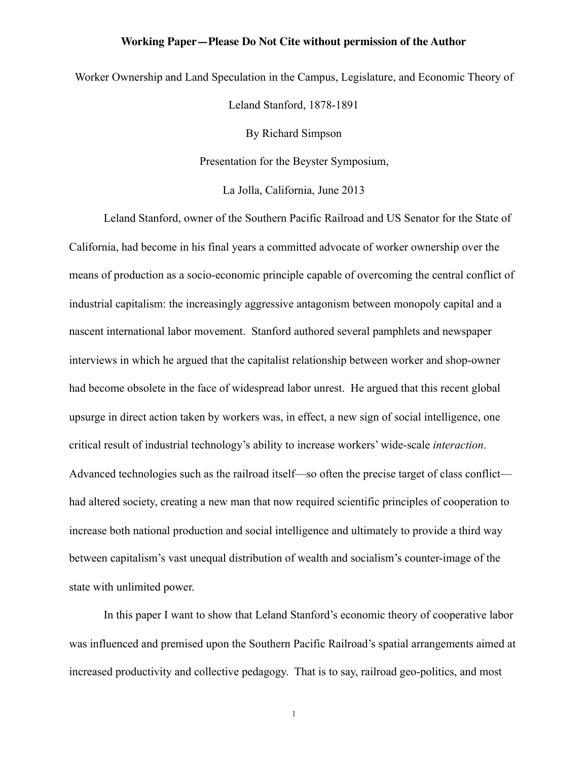**Working Paper—Please Do Not Cite without permission of the Author**

Worker Ownership and Land Speculation in the Campus, Legislature, and Economic Theory of Leland Stanford, 1878-1891

By Richard Simpson

Presentation for the Beyster Symposium,

La Jolla, California, June 2013

Leland Stanford, owner of the Southern Pacific Railroad and US Senator for the State of California, had become in his final years a committed advocate of worker ownership over the means of production as a socio-economic principle capable of overcoming the central conflict of industrial capitalism: the increasingly aggressive antagonism between monopoly capital and a nascent international labor movement. Stanford authored several pamphlets and newspaper interviews in which he argued that the capitalist relationship between worker and shop-owner had become obsolete in the face of widespread labor unrest. He argued that this recent global upsurge in direct action taken by workers was, in effect, a new sign of social intelligence, one critical result of industrial technology's ability to increase workers' wide-scale *interaction*. Advanced technologies such as the railroad itself—so often the precise target of class conflict—had altered society, creating a new man that now required scientific principles of cooperation to increase both national production and social intelligence and ultimately to provide a third way between capitalism's vast unequal distribution of wealth and socialism's counter-image of the state with unlimited power.

In this paper I want to show that Leland Stanford's economic theory of cooperative labor was influenced and premised upon the Southern Pacific Railroad's spatial arrangements aimed at increased productivity and collective pedagogy. That is to say, railroad geo-politics, and most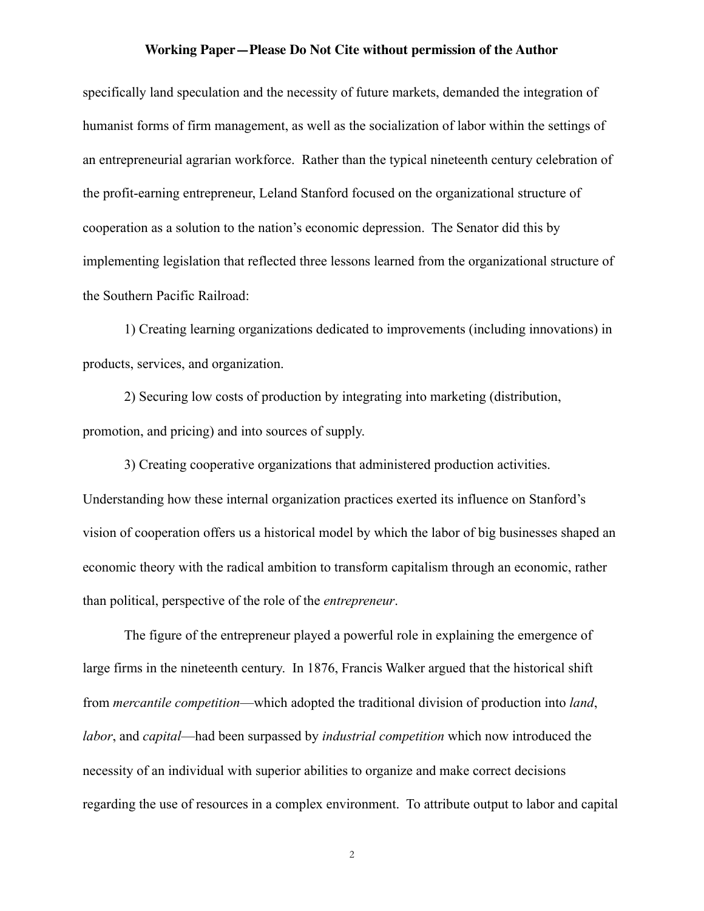specifically land speculation and the necessity of future markets, demanded the integration of humanist forms of firm management, as well as the socialization of labor within the settings of an entrepreneurial agrarian workforce. Rather than the typical nineteenth century celebration of the profit-earning entrepreneur, Leland Stanford focused on the organizational structure of cooperation as a solution to the nation's economic depression. The Senator did this by implementing legislation that reflected three lessons learned from the organizational structure of the Southern Pacific Railroad:

1) Creating learning organizations dedicated to improvements (including innovations) in products, services, and organization.

2) Securing low costs of production by integrating into marketing (distribution, promotion, and pricing) and into sources of supply.

3) Creating cooperative organizations that administered production activities.

Understanding how these internal organization practices exerted its influence on Stanford's vision of cooperation offers us a historical model by which the labor of big businesses shaped an economic theory with the radical ambition to transform capitalism through an economic, rather than political, perspective of the role of the *entrepreneur*.

The figure of the entrepreneur played a powerful role in explaining the emergence of large firms in the nineteenth century. In 1876, Francis Walker argued that the historical shift from *mercantile competition*—which adopted the traditional division of production into *land*, *labor*, and *capital*—had been surpassed by *industrial competition* which now introduced the necessity of an individual with superior abilities to organize and make correct decisions regarding the use of resources in a complex environment. To attribute output to labor and capital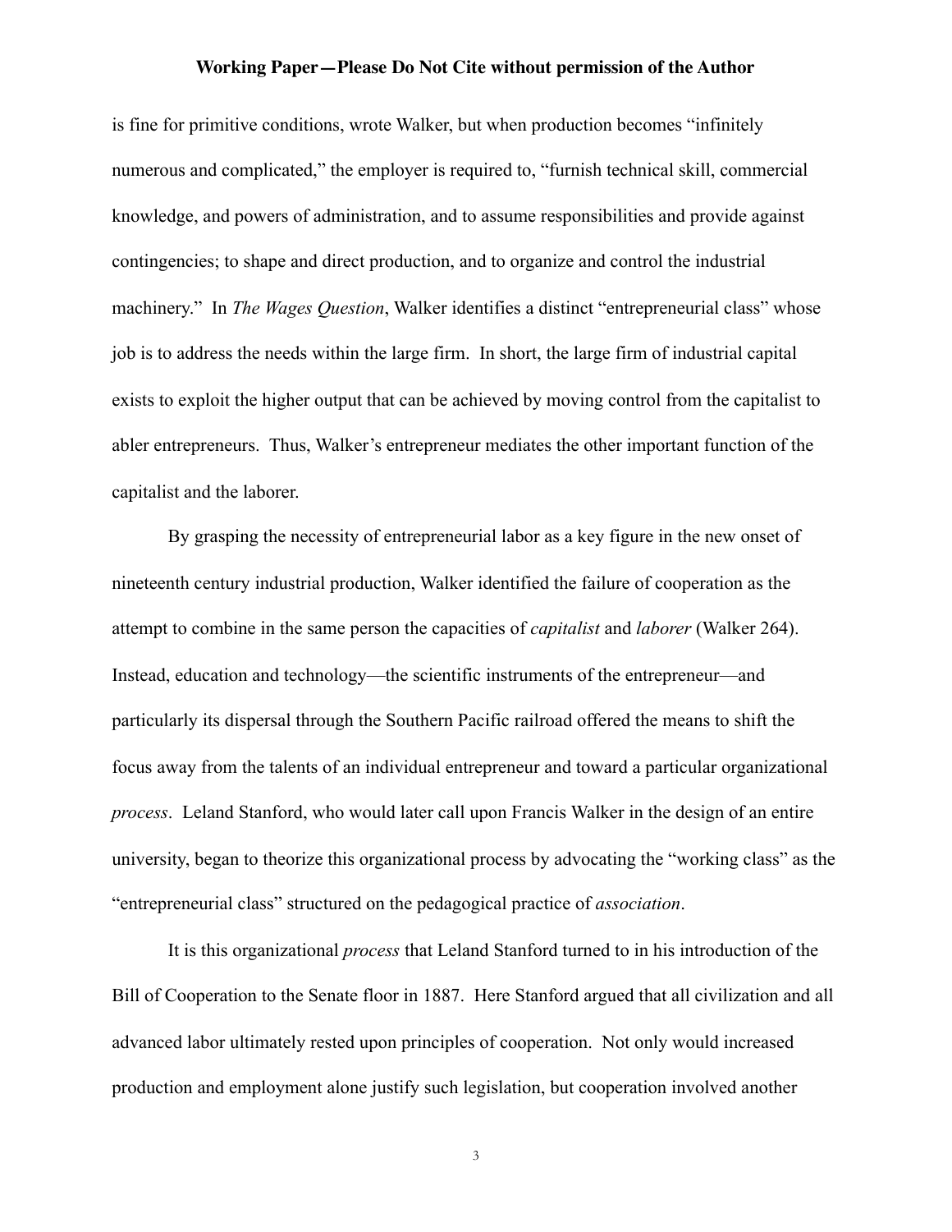is fine for primitive conditions, wrote Walker, but when production becomes "infinitely numerous and complicated," the employer is required to, "furnish technical skill, commercial knowledge, and powers of administration, and to assume responsibilities and provide against contingencies; to shape and direct production, and to organize and control the industrial machinery." In *The Wages Question*, Walker identifies a distinct "entrepreneurial class" whose job is to address the needs within the large firm. In short, the large firm of industrial capital exists to exploit the higher output that can be achieved by moving control from the capitalist to abler entrepreneurs. Thus, Walker's entrepreneur mediates the other important function of the capitalist and the laborer.

By grasping the necessity of entrepreneurial labor as a key figure in the new onset of nineteenth century industrial production, Walker identified the failure of cooperation as the attempt to combine in the same person the capacities of *capitalist* and *laborer* (Walker 264). Instead, education and technology—the scientific instruments of the entrepreneur—and particularly its dispersal through the Southern Pacific railroad offered the means to shift the focus away from the talents of an individual entrepreneur and toward a particular organizational *process*. Leland Stanford, who would later call upon Francis Walker in the design of an entire university, began to theorize this organizational process by advocating the "working class" as the "entrepreneurial class" structured on the pedagogical practice of *association*.

It is this organizational *process* that Leland Stanford turned to in his introduction of the Bill of Cooperation to the Senate floor in 1887. Here Stanford argued that all civilization and all advanced labor ultimately rested upon principles of cooperation. Not only would increased production and employment alone justify such legislation, but cooperation involved another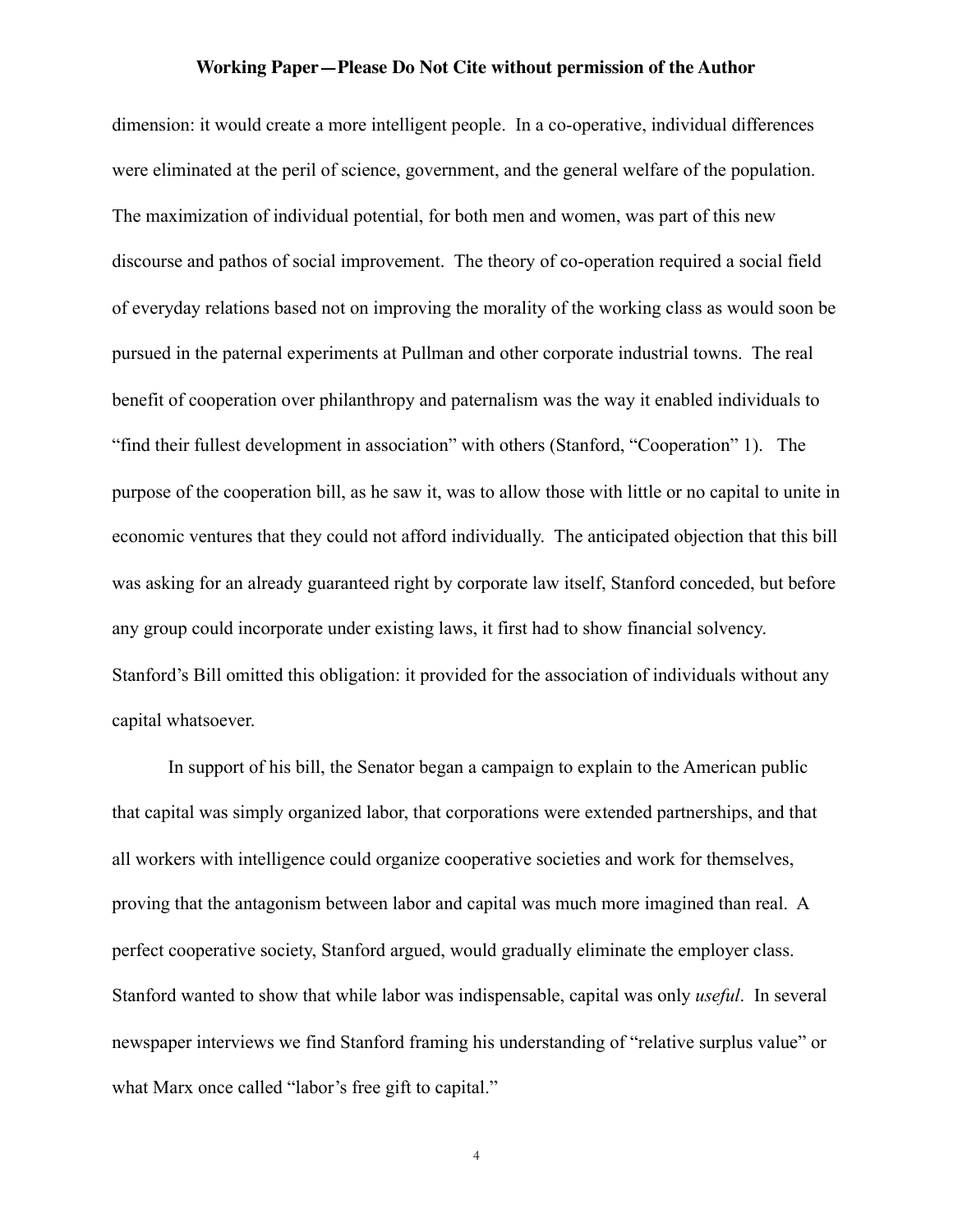dimension: it would create a more intelligent people. In a co-operative, individual differences were eliminated at the peril of science, government, and the general welfare of the population. The maximization of individual potential, for both men and women, was part of this new discourse and pathos of social improvement. The theory of co-operation required a social field of everyday relations based not on improving the morality of the working class as would soon be pursued in the paternal experiments at Pullman and other corporate industrial towns. The real benefit of cooperation over philanthropy and paternalism was the way it enabled individuals to "find their fullest development in association" with others (Stanford, "Cooperation" 1). The purpose of the cooperation bill, as he saw it, was to allow those with little or no capital to unite in economic ventures that they could not afford individually. The anticipated objection that this bill was asking for an already guaranteed right by corporate law itself, Stanford conceded, but before any group could incorporate under existing laws, it first had to show financial solvency. Stanford's Bill omitted this obligation: it provided for the association of individuals without any capital whatsoever.

In support of his bill, the Senator began a campaign to explain to the American public that capital was simply organized labor, that corporations were extended partnerships, and that all workers with intelligence could organize cooperative societies and work for themselves, proving that the antagonism between labor and capital was much more imagined than real. A perfect cooperative society, Stanford argued, would gradually eliminate the employer class. Stanford wanted to show that while labor was indispensable, capital was only *useful*. In several newspaper interviews we find Stanford framing his understanding of "relative surplus value" or what Marx once called "labor's free gift to capital."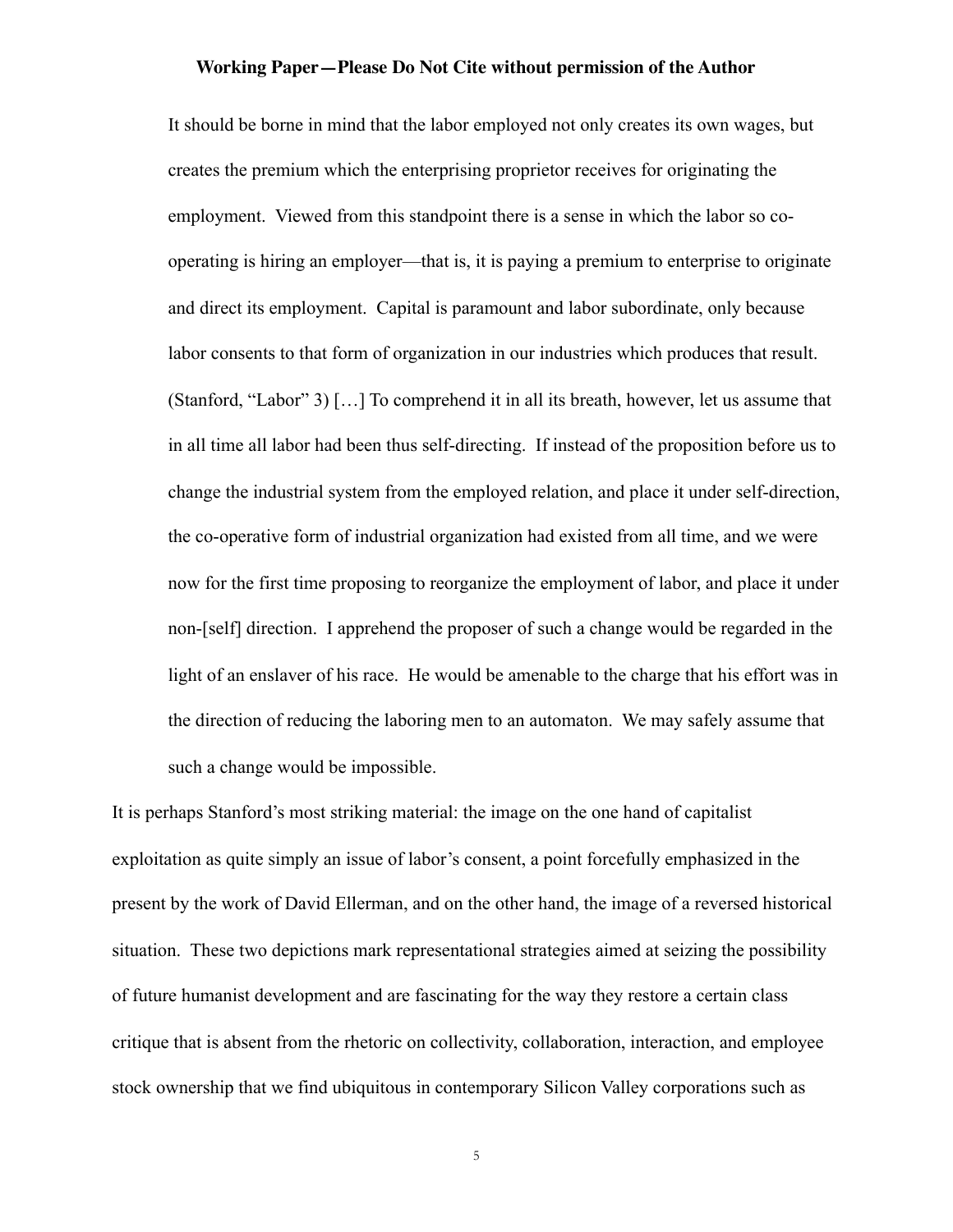> It should be borne in mind that the labor employed not only creates its own wages, but creates the premium which the enterprising proprietor receives for originating the employment. Viewed from this standpoint there is a sense in which the labor so co-operating is hiring an employer—that is, it is paying a premium to enterprise to originate and direct its employment. Capital is paramount and labor subordinate, only because labor consents to that form of organization in our industries which produces that result. (Stanford, "Labor" 3) […] To comprehend it in all its breath, however, let us assume that in all time all labor had been thus self-directing. If instead of the proposition before us to change the industrial system from the employed relation, and place it under self-direction, the co-operative form of industrial organization had existed from all time, and we were now for the first time proposing to reorganize the employment of labor, and place it under non-[self] direction. I apprehend the proposer of such a change would be regarded in the light of an enslaver of his race. He would be amenable to the charge that his effort was in the direction of reducing the laboring men to an automaton. We may safely assume that such a change would be impossible.

It is perhaps Stanford's most striking material: the image on the one hand of capitalist exploitation as quite simply an issue of labor's consent, a point forcefully emphasized in the present by the work of David Ellerman, and on the other hand, the image of a reversed historical situation. These two depictions mark representational strategies aimed at seizing the possibility of future humanist development and are fascinating for the way they restore a certain class critique that is absent from the rhetoric on collectivity, collaboration, interaction, and employee stock ownership that we find ubiquitous in contemporary Silicon Valley corporations such as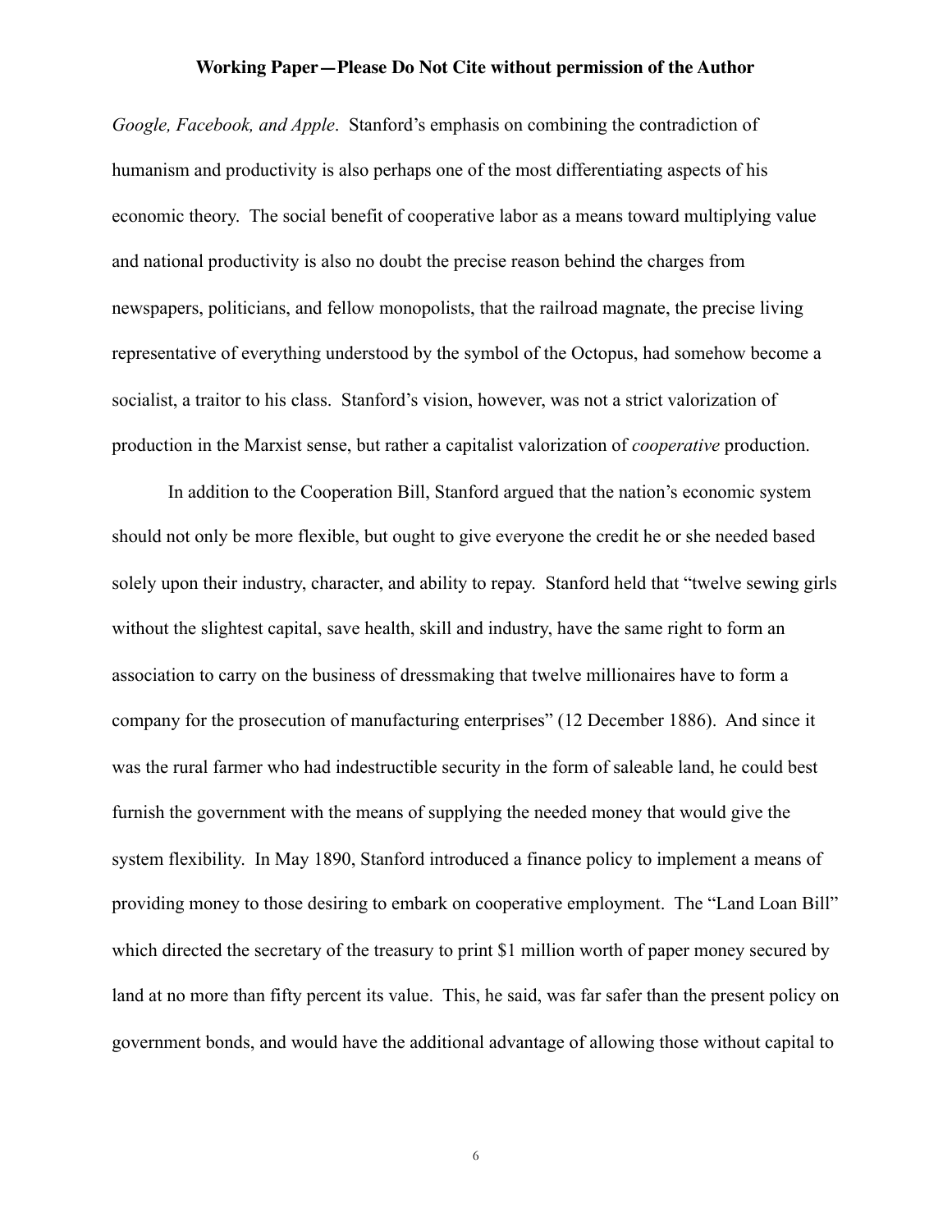*Google, Facebook, and Apple*. Stanford's emphasis on combining the contradiction of humanism and productivity is also perhaps one of the most differentiating aspects of his economic theory. The social benefit of cooperative labor as a means toward multiplying value and national productivity is also no doubt the precise reason behind the charges from newspapers, politicians, and fellow monopolists, that the railroad magnate, the precise living representative of everything understood by the symbol of the Octopus, had somehow become a socialist, a traitor to his class. Stanford's vision, however, was not a strict valorization of production in the Marxist sense, but rather a capitalist valorization of *cooperative* production.

In addition to the Cooperation Bill, Stanford argued that the nation's economic system should not only be more flexible, but ought to give everyone the credit he or she needed based solely upon their industry, character, and ability to repay. Stanford held that "twelve sewing girls without the slightest capital, save health, skill and industry, have the same right to form an association to carry on the business of dressmaking that twelve millionaires have to form a company for the prosecution of manufacturing enterprises" (12 December 1886). And since it was the rural farmer who had indestructible security in the form of saleable land, he could best furnish the government with the means of supplying the needed money that would give the system flexibility. In May 1890, Stanford introduced a finance policy to implement a means of providing money to those desiring to embark on cooperative employment. The "Land Loan Bill" which directed the secretary of the treasury to print $1 million worth of paper money secured by land at no more than fifty percent its value. This, he said, was far safer than the present policy on government bonds, and would have the additional advantage of allowing those without capital to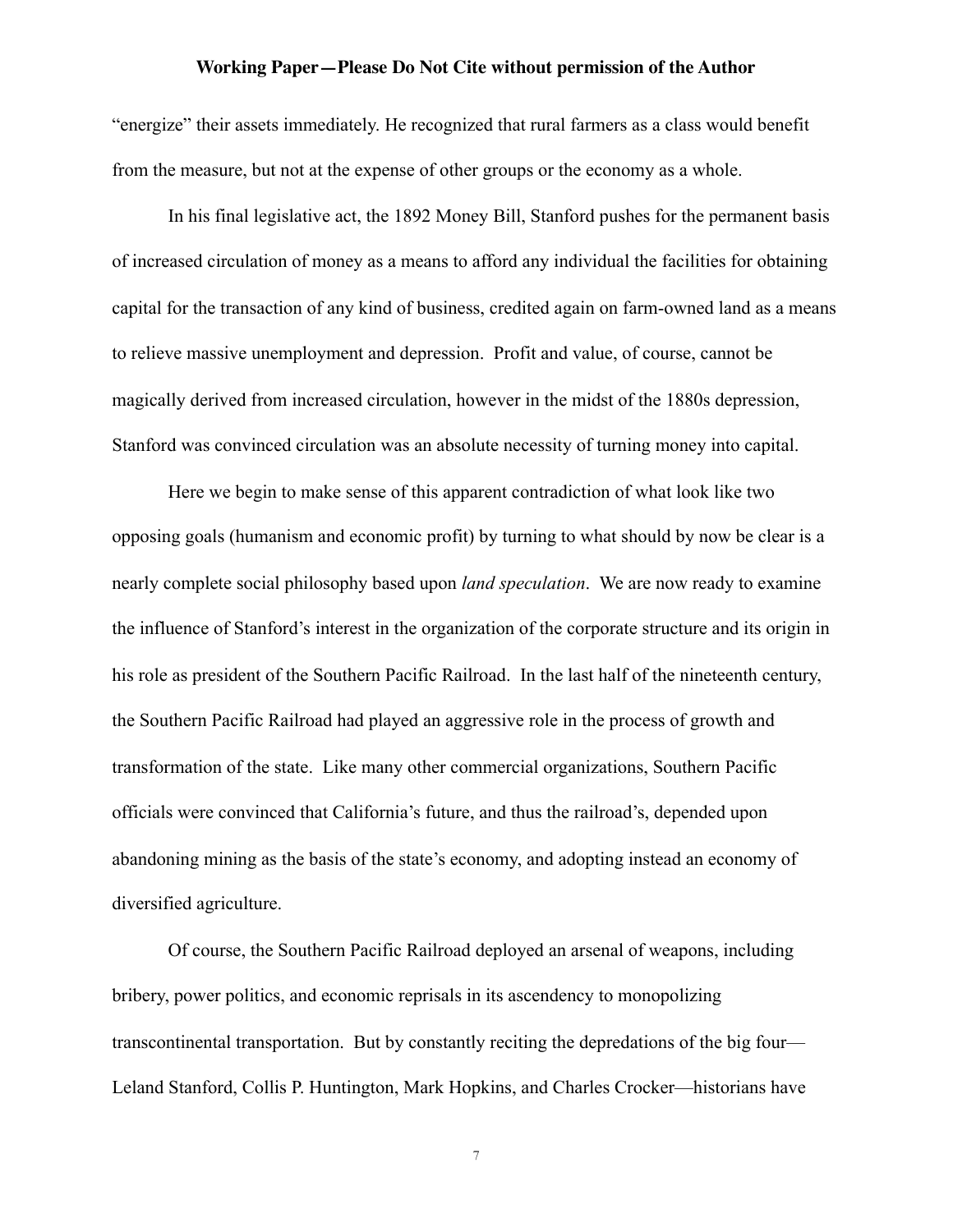"energize" their assets immediately. He recognized that rural farmers as a class would benefit from the measure, but not at the expense of other groups or the economy as a whole.

In his final legislative act, the 1892 Money Bill, Stanford pushes for the permanent basis of increased circulation of money as a means to afford any individual the facilities for obtaining capital for the transaction of any kind of business, credited again on farm-owned land as a means to relieve massive unemployment and depression. Profit and value, of course, cannot be magically derived from increased circulation, however in the midst of the 1880s depression, Stanford was convinced circulation was an absolute necessity of turning money into capital.

Here we begin to make sense of this apparent contradiction of what look like two opposing goals (humanism and economic profit) by turning to what should by now be clear is a nearly complete social philosophy based upon *land speculation*. We are now ready to examine the influence of Stanford's interest in the organization of the corporate structure and its origin in his role as president of the Southern Pacific Railroad. In the last half of the nineteenth century, the Southern Pacific Railroad had played an aggressive role in the process of growth and transformation of the state. Like many other commercial organizations, Southern Pacific officials were convinced that California's future, and thus the railroad's, depended upon abandoning mining as the basis of the state's economy, and adopting instead an economy of diversified agriculture.

Of course, the Southern Pacific Railroad deployed an arsenal of weapons, including bribery, power politics, and economic reprisals in its ascendency to monopolizing transcontinental transportation. But by constantly reciting the depredations of the big four—Leland Stanford, Collis P. Huntington, Mark Hopkins, and Charles Crocker—historians have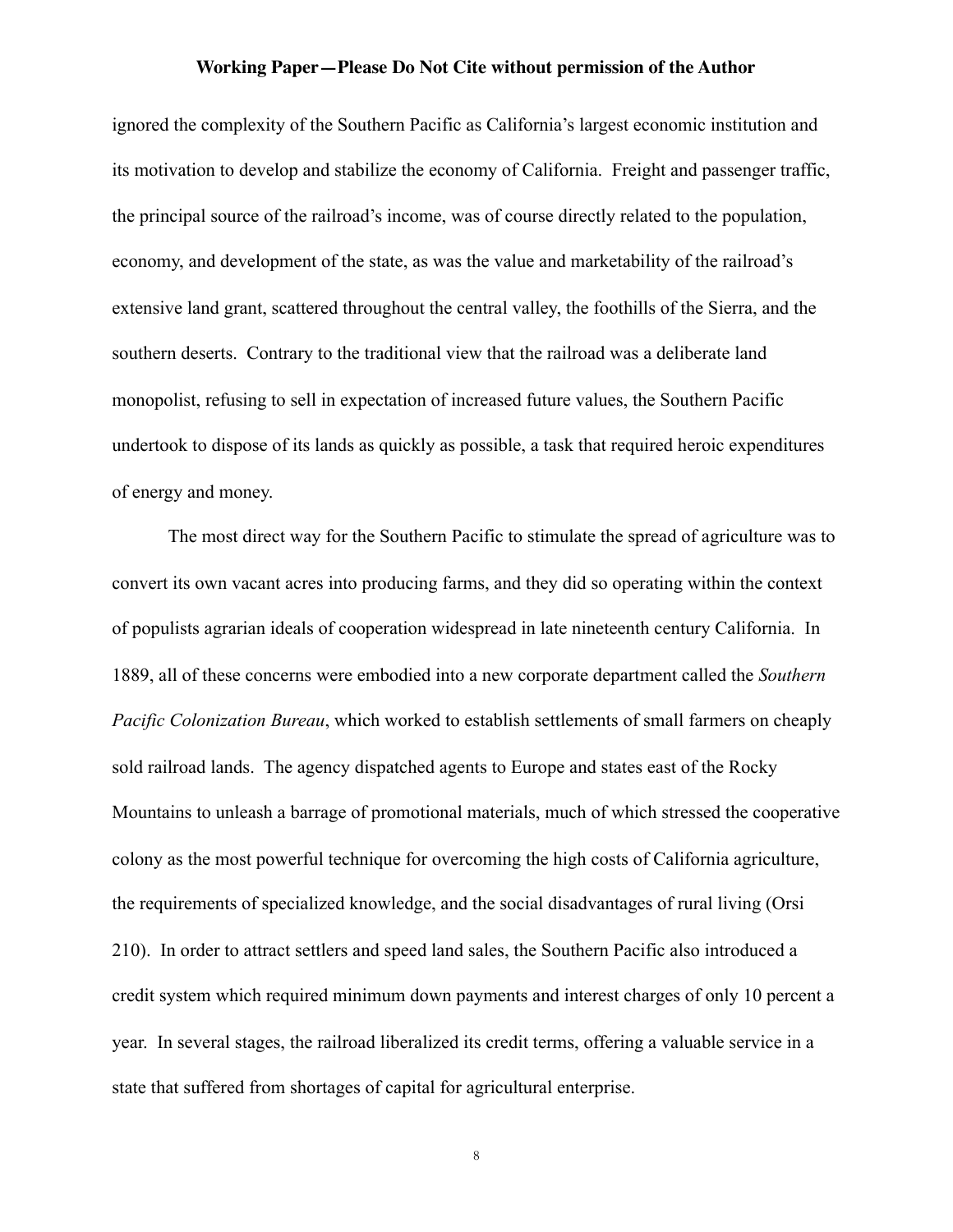ignored the complexity of the Southern Pacific as California's largest economic institution and its motivation to develop and stabilize the economy of California. Freight and passenger traffic, the principal source of the railroad's income, was of course directly related to the population, economy, and development of the state, as was the value and marketability of the railroad's extensive land grant, scattered throughout the central valley, the foothills of the Sierra, and the southern deserts. Contrary to the traditional view that the railroad was a deliberate land monopolist, refusing to sell in expectation of increased future values, the Southern Pacific undertook to dispose of its lands as quickly as possible, a task that required heroic expenditures of energy and money.

The most direct way for the Southern Pacific to stimulate the spread of agriculture was to convert its own vacant acres into producing farms, and they did so operating within the context of populists agrarian ideals of cooperation widespread in late nineteenth century California. In 1889, all of these concerns were embodied into a new corporate department called the *Southern Pacific Colonization Bureau*, which worked to establish settlements of small farmers on cheaply sold railroad lands. The agency dispatched agents to Europe and states east of the Rocky Mountains to unleash a barrage of promotional materials, much of which stressed the cooperative colony as the most powerful technique for overcoming the high costs of California agriculture, the requirements of specialized knowledge, and the social disadvantages of rural living (Orsi 210). In order to attract settlers and speed land sales, the Southern Pacific also introduced a credit system which required minimum down payments and interest charges of only 10 percent a year. In several stages, the railroad liberalized its credit terms, offering a valuable service in a state that suffered from shortages of capital for agricultural enterprise.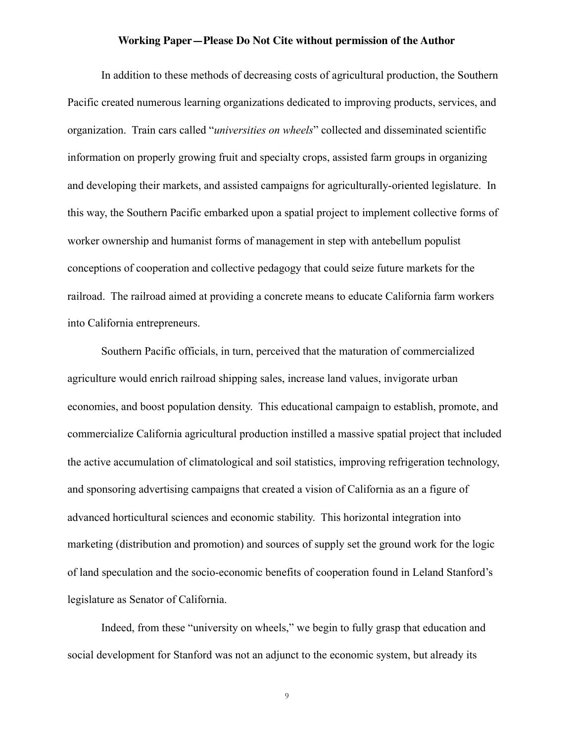In addition to these methods of decreasing costs of agricultural production, the Southern Pacific created numerous learning organizations dedicated to improving products, services, and organization. Train cars called "*universities on wheels*" collected and disseminated scientific information on properly growing fruit and specialty crops, assisted farm groups in organizing and developing their markets, and assisted campaigns for agriculturally-oriented legislature. In this way, the Southern Pacific embarked upon a spatial project to implement collective forms of worker ownership and humanist forms of management in step with antebellum populist conceptions of cooperation and collective pedagogy that could seize future markets for the railroad. The railroad aimed at providing a concrete means to educate California farm workers into California entrepreneurs.

Southern Pacific officials, in turn, perceived that the maturation of commercialized agriculture would enrich railroad shipping sales, increase land values, invigorate urban economies, and boost population density. This educational campaign to establish, promote, and commercialize California agricultural production instilled a massive spatial project that included the active accumulation of climatological and soil statistics, improving refrigeration technology, and sponsoring advertising campaigns that created a vision of California as an a figure of advanced horticultural sciences and economic stability. This horizontal integration into marketing (distribution and promotion) and sources of supply set the ground work for the logic of land speculation and the socio-economic benefits of cooperation found in Leland Stanford's legislature as Senator of California.

Indeed, from these "university on wheels," we begin to fully grasp that education and social development for Stanford was not an adjunct to the economic system, but already its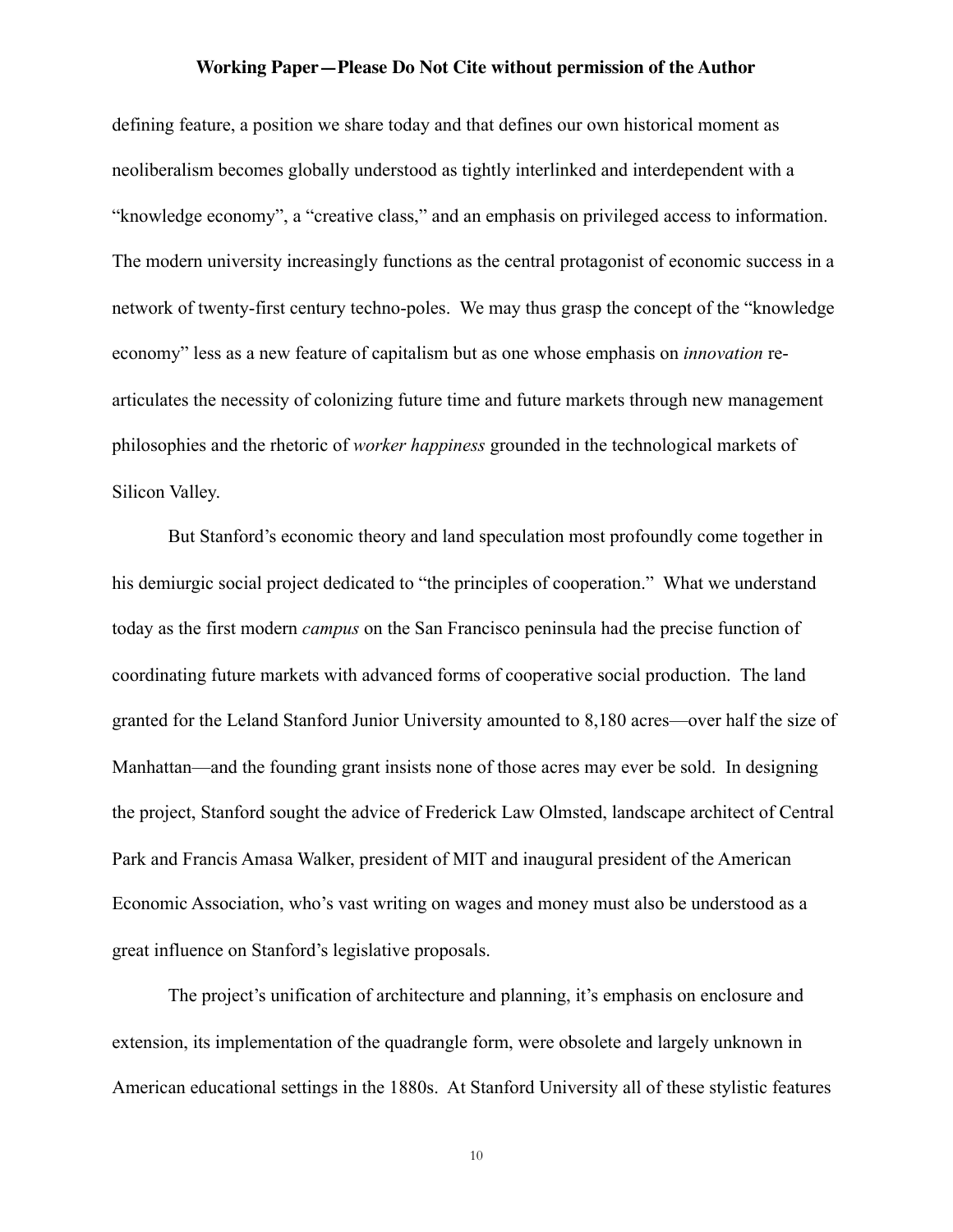defining feature, a position we share today and that defines our own historical moment as neoliberalism becomes globally understood as tightly interlinked and interdependent with a "knowledge economy", a "creative class," and an emphasis on privileged access to information. The modern university increasingly functions as the central protagonist of economic success in a network of twenty-first century techno-poles. We may thus grasp the concept of the "knowledge economy" less as a new feature of capitalism but as one whose emphasis on *innovation* re-articulates the necessity of colonizing future time and future markets through new management philosophies and the rhetoric of *worker happiness* grounded in the technological markets of Silicon Valley.

But Stanford's economic theory and land speculation most profoundly come together in his demiurgic social project dedicated to "the principles of cooperation." What we understand today as the first modern *campus* on the San Francisco peninsula had the precise function of coordinating future markets with advanced forms of cooperative social production. The land granted for the Leland Stanford Junior University amounted to 8,180 acres—over half the size of Manhattan—and the founding grant insists none of those acres may ever be sold. In designing the project, Stanford sought the advice of Frederick Law Olmsted, landscape architect of Central Park and Francis Amasa Walker, president of MIT and inaugural president of the American Economic Association, who's vast writing on wages and money must also be understood as a great influence on Stanford's legislative proposals.

The project's unification of architecture and planning, it's emphasis on enclosure and extension, its implementation of the quadrangle form, were obsolete and largely unknown in American educational settings in the 1880s. At Stanford University all of these stylistic features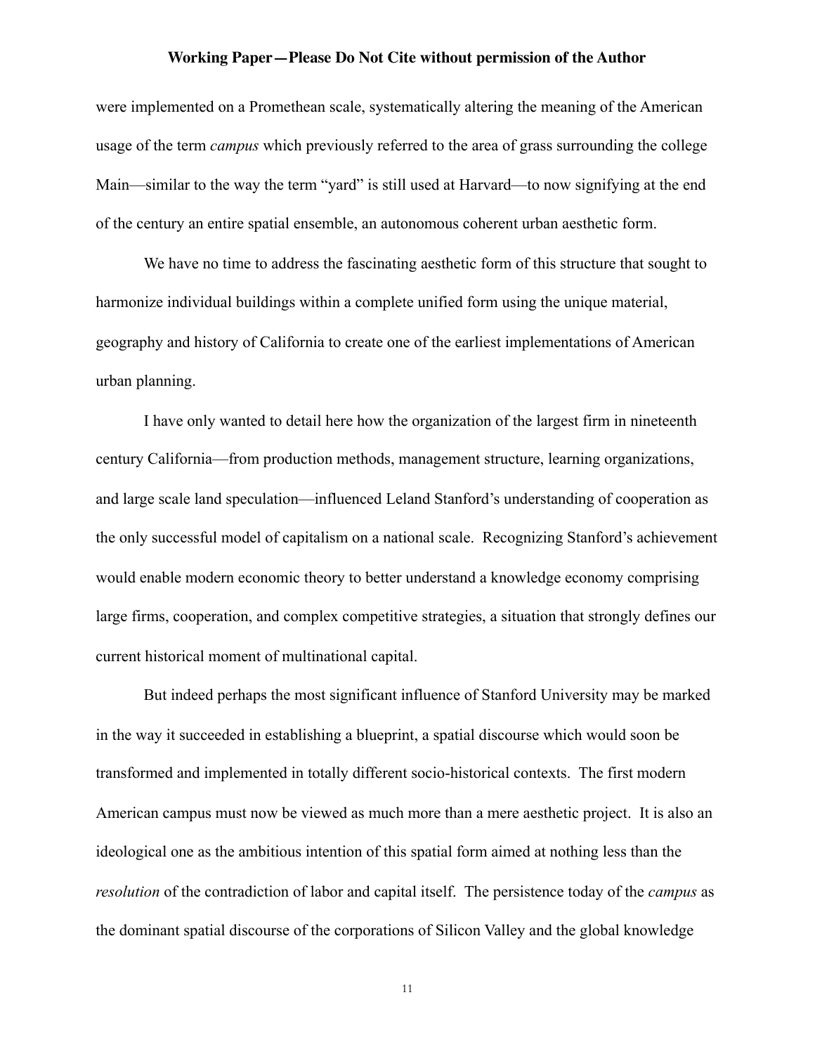were implemented on a Promethean scale, systematically altering the meaning of the American usage of the term *campus* which previously referred to the area of grass surrounding the college Main—similar to the way the term "yard" is still used at Harvard—to now signifying at the end of the century an entire spatial ensemble, an autonomous coherent urban aesthetic form.

We have no time to address the fascinating aesthetic form of this structure that sought to harmonize individual buildings within a complete unified form using the unique material, geography and history of California to create one of the earliest implementations of American urban planning.

I have only wanted to detail here how the organization of the largest firm in nineteenth century California—from production methods, management structure, learning organizations, and large scale land speculation—influenced Leland Stanford's understanding of cooperation as the only successful model of capitalism on a national scale. Recognizing Stanford's achievement would enable modern economic theory to better understand a knowledge economy comprising large firms, cooperation, and complex competitive strategies, a situation that strongly defines our current historical moment of multinational capital.

But indeed perhaps the most significant influence of Stanford University may be marked in the way it succeeded in establishing a blueprint, a spatial discourse which would soon be transformed and implemented in totally different socio-historical contexts. The first modern American campus must now be viewed as much more than a mere aesthetic project. It is also an ideological one as the ambitious intention of this spatial form aimed at nothing less than the *resolution* of the contradiction of labor and capital itself. The persistence today of the *campus* as the dominant spatial discourse of the corporations of Silicon Valley and the global knowledge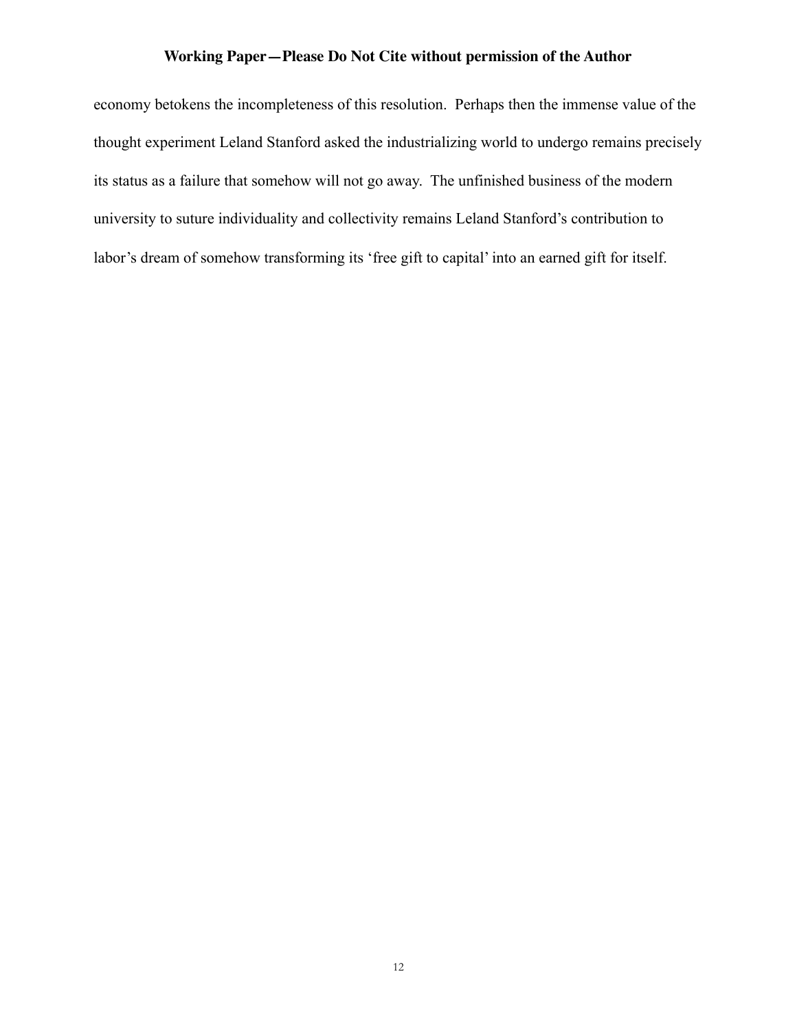economy betokens the incompleteness of this resolution. Perhaps then the immense value of the thought experiment Leland Stanford asked the industrializing world to undergo remains precisely its status as a failure that somehow will not go away. The unfinished business of the modern university to suture individuality and collectivity remains Leland Stanford's contribution to labor's dream of somehow transforming its 'free gift to capital' into an earned gift for itself.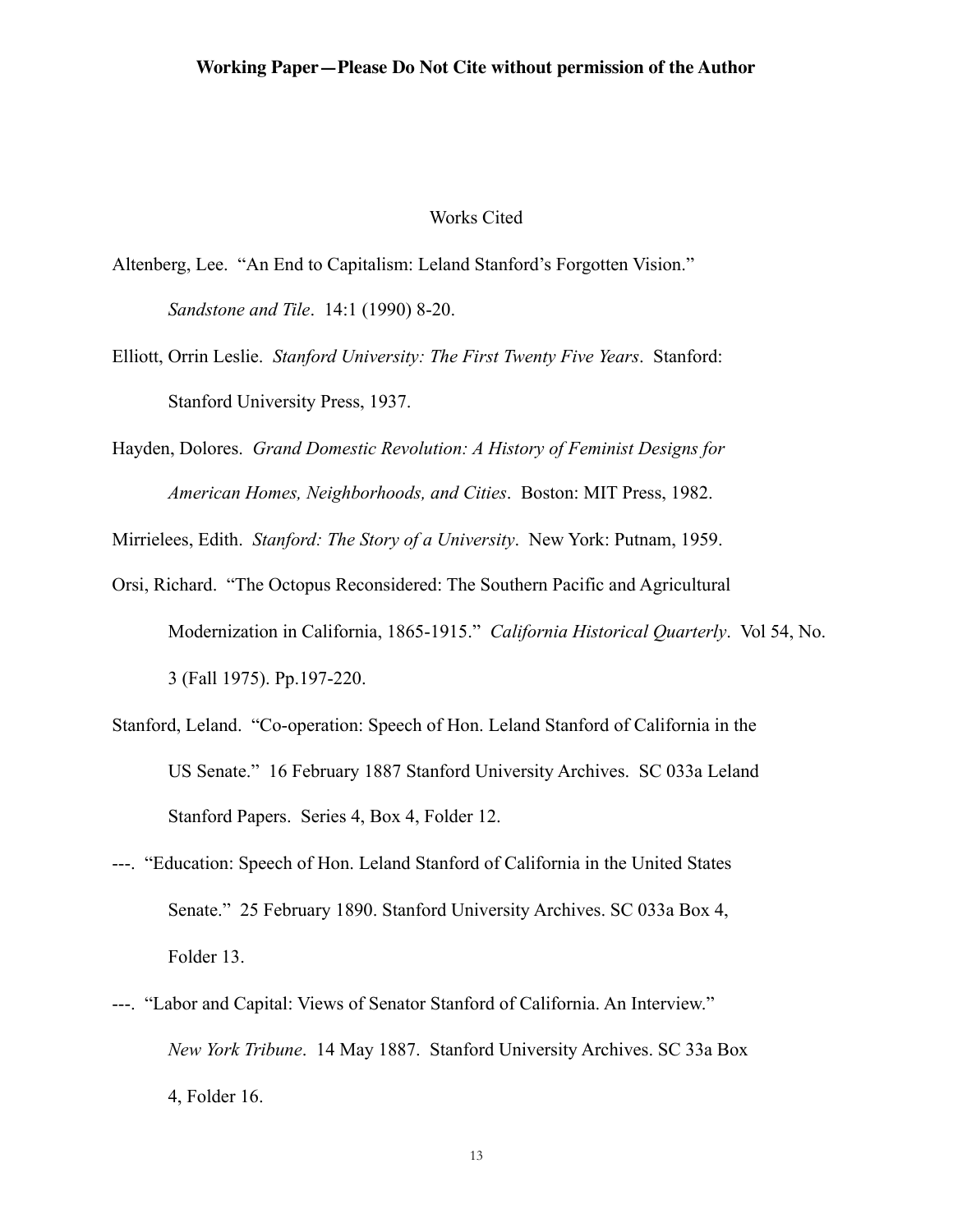**Working Paper—Please Do Not Cite without permission of the Author**

# Works Cited

Altenberg, Lee. "An End to Capitalism: Leland Stanford's Forgotten Vision." *Sandstone and Tile*. 14:1 (1990) 8-20.

Elliott, Orrin Leslie. *Stanford University: The First Twenty Five Years*. Stanford: Stanford University Press, 1937.

Hayden, Dolores. *Grand Domestic Revolution: A History of Feminist Designs for American Homes, Neighborhoods, and Cities*. Boston: MIT Press, 1982.

Mirrielees, Edith. *Stanford: The Story of a University*. New York: Putnam, 1959.

Orsi, Richard. "The Octopus Reconsidered: The Southern Pacific and Agricultural Modernization in California, 1865-1915." *California Historical Quarterly*. Vol 54, No. 3 (Fall 1975). Pp.197-220.

Stanford, Leland. "Co-operation: Speech of Hon. Leland Stanford of California in the US Senate." 16 February 1887 Stanford University Archives. SC 033a Leland Stanford Papers. Series 4, Box 4, Folder 12.

---. "Education: Speech of Hon. Leland Stanford of California in the United States Senate." 25 February 1890. Stanford University Archives. SC 033a Box 4, Folder 13.

---. "Labor and Capital: Views of Senator Stanford of California. An Interview." *New York Tribune*. 14 May 1887. Stanford University Archives. SC 33a Box 4, Folder 16.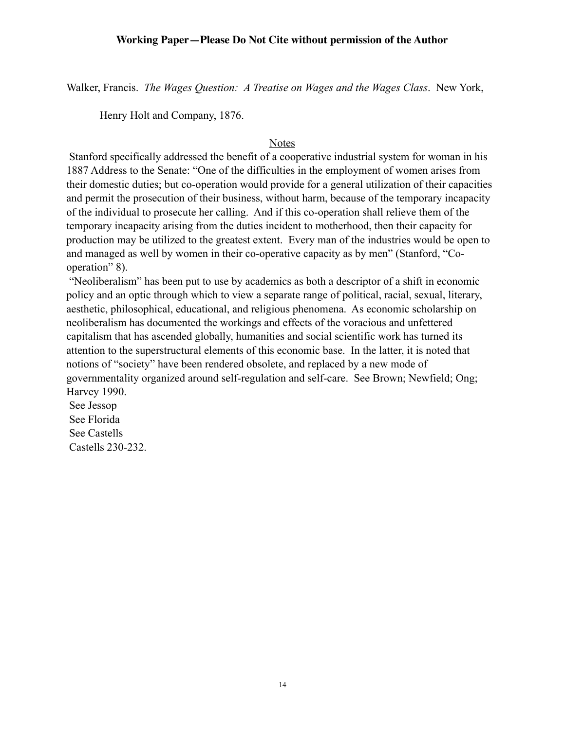Walker, Francis. *The Wages Question: A Treatise on Wages and the Wages Class*. New York, Henry Holt and Company, 1876.

## Notes

Stanford specifically addressed the benefit of a cooperative industrial system for woman in his 1887 Address to the Senate: "One of the difficulties in the employment of women arises from their domestic duties; but co-operation would provide for a general utilization of their capacities and permit the prosecution of their business, without harm, because of the temporary incapacity of the individual to prosecute her calling. And if this co-operation shall relieve them of the temporary incapacity arising from the duties incident to motherhood, then their capacity for production may be utilized to the greatest extent. Every man of the industries would be open to and managed as well by women in their co-operative capacity as by men" (Stanford, "Co-operation" 8).

"Neoliberalism" has been put to use by academics as both a descriptor of a shift in economic policy and an optic through which to view a separate range of political, racial, sexual, literary, aesthetic, philosophical, educational, and religious phenomena. As economic scholarship on neoliberalism has documented the workings and effects of the voracious and unfettered capitalism that has ascended globally, humanities and social scientific work has turned its attention to the superstructural elements of this economic base. In the latter, it is noted that notions of "society" have been rendered obsolete, and replaced by a new mode of governmentality organized around self-regulation and self-care. See Brown; Newfield; Ong; Harvey 1990.

See Jessop

See Florida

See Castells

Castells 230-232.